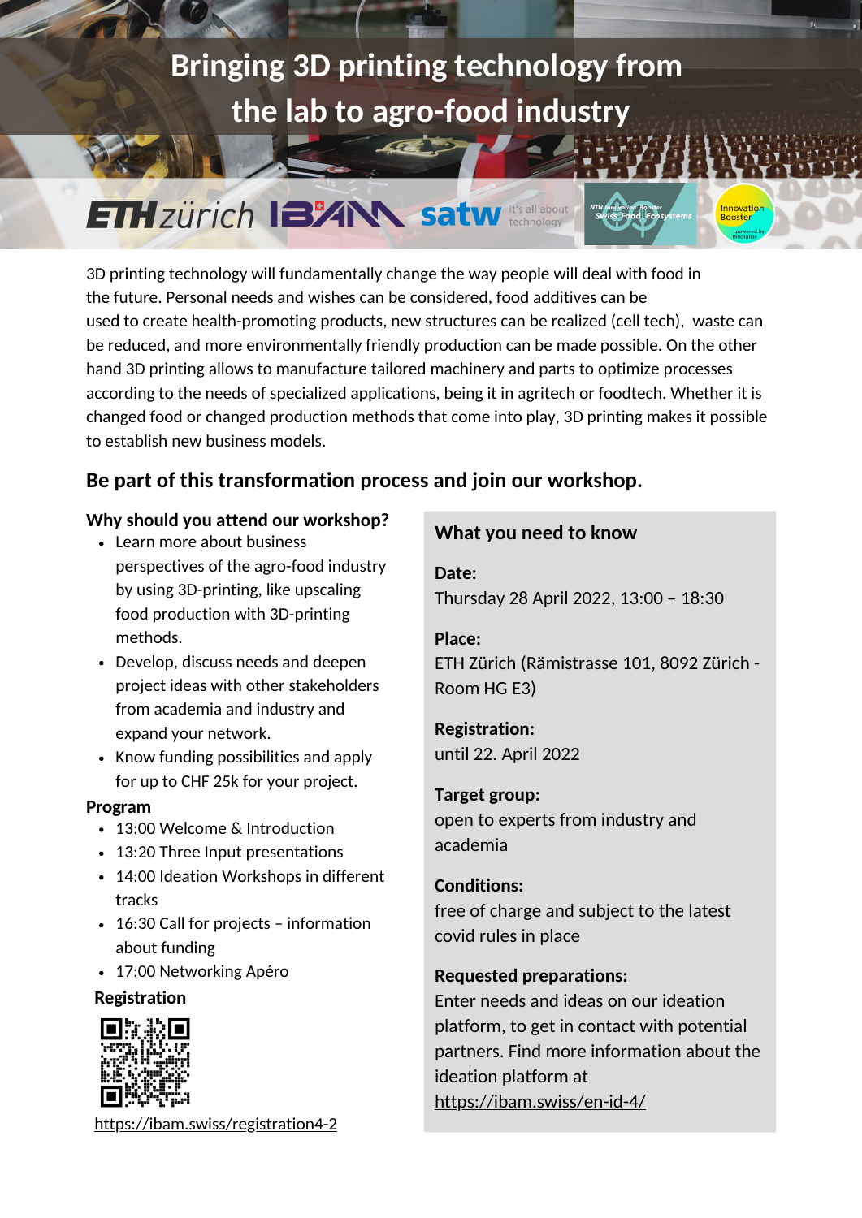# Bringing 3D printing technology from the lab to agro-food industry

ETH zürich IBAM satw it's all about technology NTN-Innovation Booster Swiss Food Ecosystems Innovation Booster powered by Innosuisse

3D printing technology will fundamentally change the way people will deal with food in the future. Personal needs and wishes can be considered, food additives can be used to create health-promoting products, new structures can be realized (cell tech), waste can be reduced, and more environmentally friendly production can be made possible. On the other hand 3D printing allows to manufacture tailored machinery and parts to optimize processes according to the needs of specialized applications, being it in agritech or foodtech. Whether it is changed food or changed production methods that come into play, 3D printing makes it possible to establish new business models.

## Be part of this transformation process and join our workshop.

### Why should you attend our workshop?

- Learn more about business perspectives of the agro-food industry by using 3D-printing, like upscaling food production with 3D-printing methods.
- Develop, discuss needs and deepen project ideas with other stakeholders from academia and industry and expand your network.
- Know funding possibilities and apply for up to CHF 25k for your project.

### Program

- 13:00 Welcome & Introduction
- 13:20 Three Input presentations
- 14:00 Ideation Workshops in different tracks
- 16:30 Call for projects – information about funding
- 17:00 Networking Apéro

### Registration

https://ibam.swiss/registration4-2

### What you need to know

**Date:**
Thursday 28 April 2022, 13:00 – 18:30

**Place:**
ETH Zürich (Rämistrasse 101, 8092 Zürich - Room HG E3)

**Registration:**
until 22. April 2022

**Target group:**
open to experts from industry and academia

**Conditions:**
free of charge and subject to the latest covid rules in place

**Requested preparations:**
Enter needs and ideas on our ideation platform, to get in contact with potential partners. Find more information about the ideation platform at https://ibam.swiss/en-id-4/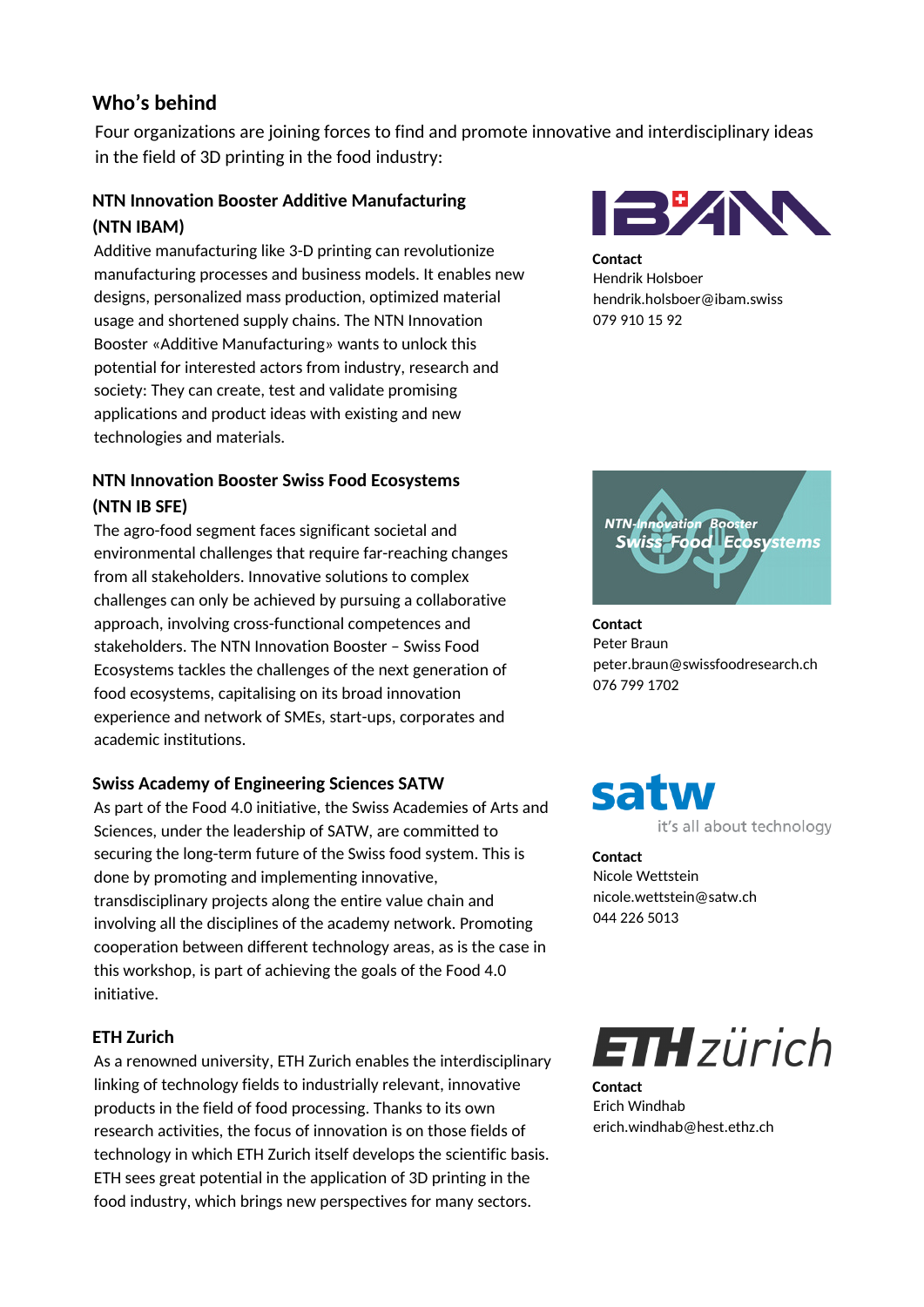## Who's behind

Four organizations are joining forces to find and promote innovative and interdisciplinary ideas in the field of 3D printing in the food industry:

### NTN Innovation Booster Additive Manufacturing (NTN IBAM)

Additive manufacturing like 3-D printing can revolutionize manufacturing processes and business models. It enables new designs, personalized mass production, optimized material usage and shortened supply chains. The NTN Innovation Booster «Additive Manufacturing» wants to unlock this potential for interested actors from industry, research and society: They can create, test and validate promising applications and product ideas with existing and new technologies and materials.

**Contact**
Hendrik Holsboer
hendrik.holsboer@ibam.swiss
079 910 15 92

### NTN Innovation Booster Swiss Food Ecosystems (NTN IB SFE)

The agro-food segment faces significant societal and environmental challenges that require far-reaching changes from all stakeholders. Innovative solutions to complex challenges can only be achieved by pursuing a collaborative approach, involving cross-functional competences and stakeholders. The NTN Innovation Booster – Swiss Food Ecosystems tackles the challenges of the next generation of food ecosystems, capitalising on its broad innovation experience and network of SMEs, start-ups, corporates and academic institutions.

**Contact**
Peter Braun
peter.braun@swissfoodresearch.ch
076 799 1702

### Swiss Academy of Engineering Sciences SATW

As part of the Food 4.0 initiative, the Swiss Academies of Arts and Sciences, under the leadership of SATW, are committed to securing the long-term future of the Swiss food system. This is done by promoting and implementing innovative, transdisciplinary projects along the entire value chain and involving all the disciplines of the academy network. Promoting cooperation between different technology areas, as is the case in this workshop, is part of achieving the goals of the Food 4.0 initiative.

**Contact**
Nicole Wettstein
nicole.wettstein@satw.ch
044 226 5013

### ETH Zurich

As a renowned university, ETH Zurich enables the interdisciplinary linking of technology fields to industrially relevant, innovative products in the field of food processing. Thanks to its own research activities, the focus of innovation is on those fields of technology in which ETH Zurich itself develops the scientific basis. ETH sees great potential in the application of 3D printing in the food industry, which brings new perspectives for many sectors.

**Contact**
Erich Windhab
erich.windhab@hest.ethz.ch